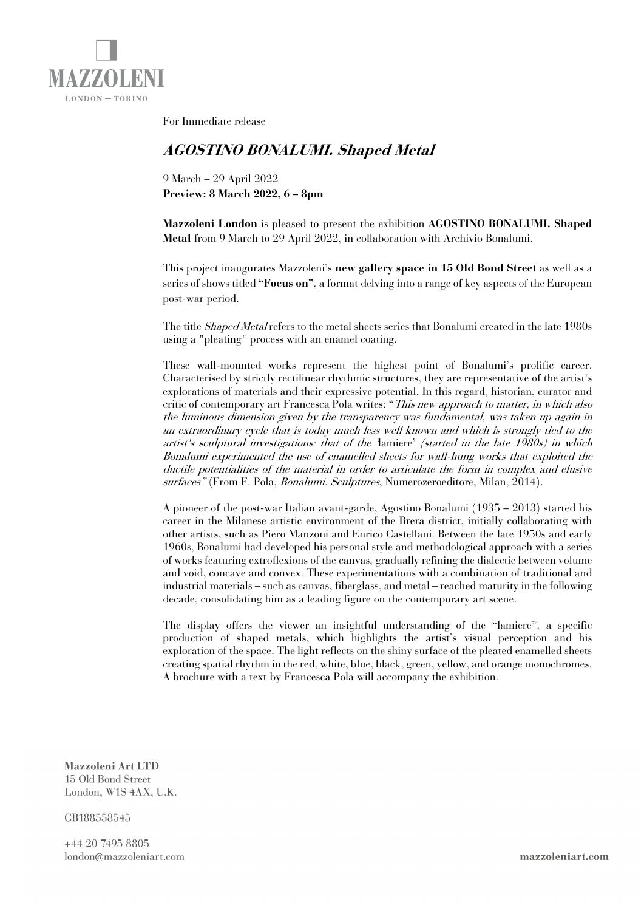MAZZOLENI
LONDON — TORINO

For Immediate release

# *AGOSTINO BONALUMI. Shaped Metal*

9 March – 29 April 2022
**Preview: 8 March 2022, 6 – 8pm**

**Mazzoleni London** is pleased to present the exhibition **AGOSTINO BONALUMI. Shaped Metal** from 9 March to 29 April 2022, in collaboration with Archivio Bonalumi.

This project inaugurates Mazzoleni's **new gallery space in 15 Old Bond Street** as well as a series of shows titled **"Focus on"**, a format delving into a range of key aspects of the European post-war period.

The title *Shaped Metal* refers to the metal sheets series that Bonalumi created in the late 1980s using a "pleating" process with an enamel coating.

These wall-mounted works represent the highest point of Bonalumi's prolific career. Characterised by strictly rectilinear rhythmic structures, they are representative of the artist's explorations of materials and their expressive potential. In this regard, historian, curator and critic of contemporary art Francesca Pola writes: "*This new approach to matter, in which also the luminous dimension given by the transparency was fundamental, was taken up again in an extraordinary cycle that is today much less well known and which is strongly tied to the artist's sculptural investigations: that of the* 'lamiere' *(started in the late 1980s) in which Bonalumi experimented the use of enamelled sheets for wall-hung works that exploited the ductile potentialities of the material in order to articulate the form in complex and elusive surfaces"* (From F. Pola, *Bonalumi. Sculptures*, Numerozeroeditore, Milan, 2014).

A pioneer of the post-war Italian avant-garde, Agostino Bonalumi (1935 – 2013) started his career in the Milanese artistic environment of the Brera district, initially collaborating with other artists, such as Piero Manzoni and Enrico Castellani. Between the late 1950s and early 1960s, Bonalumi had developed his personal style and methodological approach with a series of works featuring extroflexions of the canvas, gradually refining the dialectic between volume and void, concave and convex. These experimentations with a combination of traditional and industrial materials – such as canvas, fiberglass, and metal – reached maturity in the following decade, consolidating him as a leading figure on the contemporary art scene.

The display offers the viewer an insightful understanding of the "lamiere", a specific production of shaped metals, which highlights the artist's visual perception and his exploration of the space. The light reflects on the shiny surface of the pleated enamelled sheets creating spatial rhythm in the red, white, blue, black, green, yellow, and orange monochromes. A brochure with a text by Francesca Pola will accompany the exhibition.

**Mazzoleni Art LTD**
15 Old Bond Street
London, W1S 4AX, U.K.

GB188558545

+44 20 7495 8805
london@mazzoleniart.com

**mazzoleniart.com**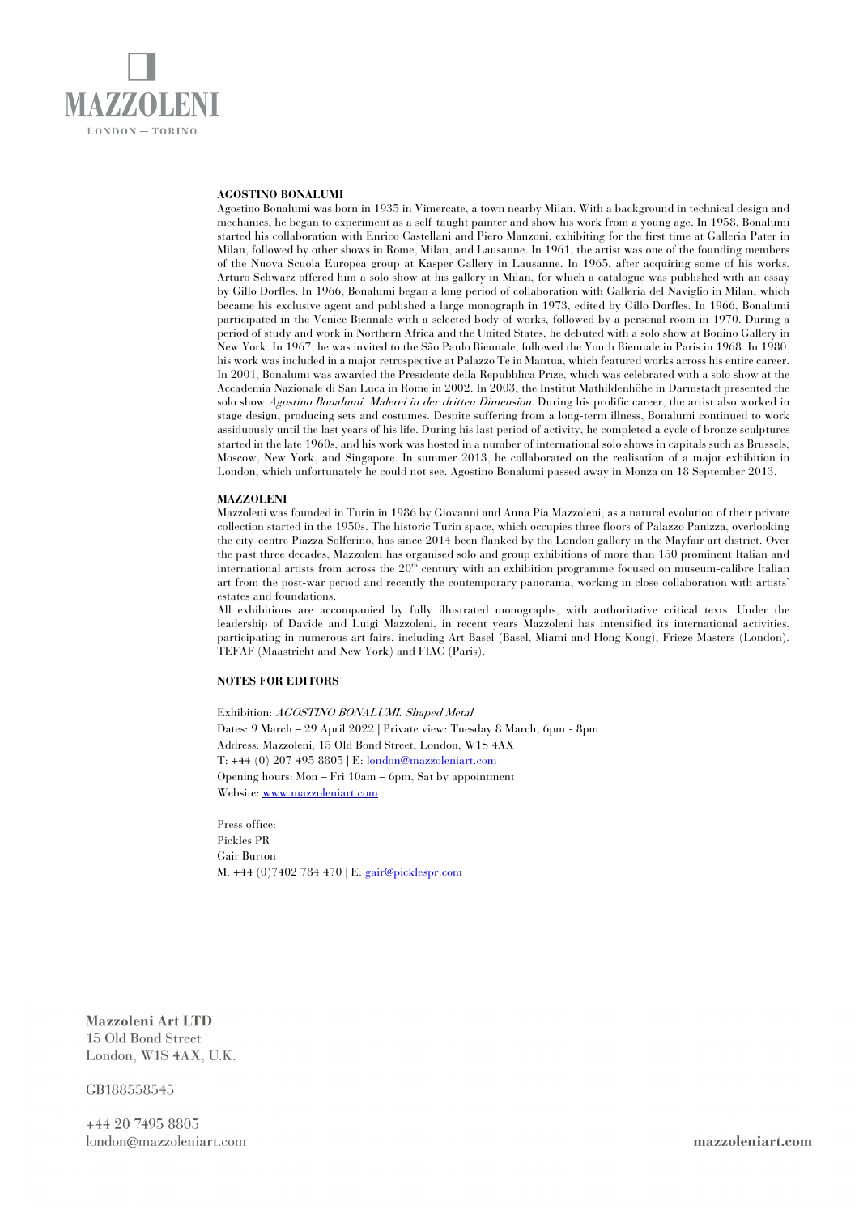**AGOSTINO BONALUMI**

Agostino Bonalumi was born in 1935 in Vimercate, a town nearby Milan. With a background in technical design and mechanics, he began to experiment as a self-taught painter and show his work from a young age. In 1958, Bonalumi started his collaboration with Enrico Castellani and Piero Manzoni, exhibiting for the first time at Galleria Pater in Milan, followed by other shows in Rome, Milan, and Lausanne. In 1961, the artist was one of the founding members of the Nuova Scuola Europea group at Kasper Gallery in Lausanne. In 1965, after acquiring some of his works, Arturo Schwarz offered him a solo show at his gallery in Milan, for which a catalogue was published with an essay by Gillo Dorfles. In 1966, Bonalumi began a long period of collaboration with Galleria del Naviglio in Milan, which became his exclusive agent and published a large monograph in 1973, edited by Gillo Dorfles. In 1966, Bonalumi participated in the Venice Biennale with a selected body of works, followed by a personal room in 1970. During a period of study and work in Northern Africa and the United States, he debuted with a solo show at Bonino Gallery in New York. In 1967, he was invited to the São Paulo Biennale, followed the Youth Biennale in Paris in 1968. In 1980, his work was included in a major retrospective at Palazzo Te in Mantua, which featured works across his entire career. In 2001, Bonalumi was awarded the Presidente della Repubblica Prize, which was celebrated with a solo show at the Accademia Nazionale di San Luca in Rome in 2002. In 2003, the Institut Mathildenhöhe in Darmstadt presented the solo show *Agostino Bonalumi. Malerei in der dritten Dimension*. During his prolific career, the artist also worked in stage design, producing sets and costumes. Despite suffering from a long-term illness, Bonalumi continued to work assiduously until the last years of his life. During his last period of activity, he completed a cycle of bronze sculptures started in the late 1960s, and his work was hosted in a number of international solo shows in capitals such as Brussels, Moscow, New York, and Singapore. In summer 2013, he collaborated on the realisation of a major exhibition in London, which unfortunately he could not see. Agostino Bonalumi passed away in Monza on 18 September 2013.

**MAZZOLENI**

Mazzoleni was founded in Turin in 1986 by Giovanni and Anna Pia Mazzoleni, as a natural evolution of their private collection started in the 1950s. The historic Turin space, which occupies three floors of Palazzo Panizza, overlooking the city-centre Piazza Solferino, has since 2014 been flanked by the London gallery in the Mayfair art district. Over the past three decades, Mazzoleni has organised solo and group exhibitions of more than 150 prominent Italian and international artists from across the 20th century with an exhibition programme focused on museum-calibre Italian art from the post-war period and recently the contemporary panorama, working in close collaboration with artists' estates and foundations.

All exhibitions are accompanied by fully illustrated monographs, with authoritative critical texts. Under the leadership of Davide and Luigi Mazzoleni, in recent years Mazzoleni has intensified its international activities, participating in numerous art fairs, including Art Basel (Basel, Miami and Hong Kong), Frieze Masters (London), TEFAF (Maastricht and New York) and FIAC (Paris).

**NOTES FOR EDITORS**

Exhibition: *AGOSTINO BONALUMI. Shaped Metal*
Dates: 9 March – 29 April 2022 | Private view: Tuesday 8 March, 6pm - 8pm
Address: Mazzoleni, 15 Old Bond Street, London, W1S 4AX
T: +44 (0) 207 495 8805 | E: london@mazzoleniart.com
Opening hours: Mon – Fri 10am – 6pm, Sat by appointment
Website: www.mazzoleniart.com

Press office:
Pickles PR
Gair Burton
M: +44 (0)7402 784 470 | E: gair@picklespr.com